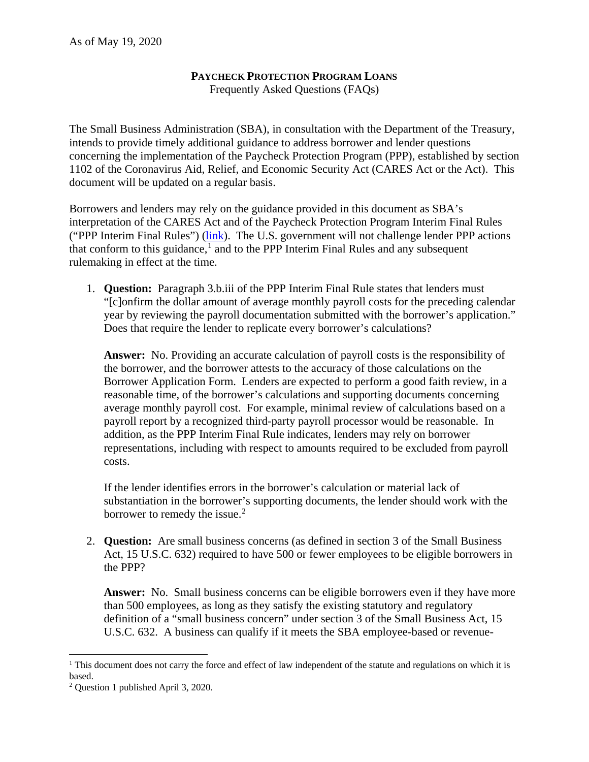As of May 19, 2020

# PAYCHECK PROTECTION PROGRAM LOANS

Frequently Asked Questions (FAQs)

The Small Business Administration (SBA), in consultation with the Department of the Treasury, intends to provide timely additional guidance to address borrower and lender questions concerning the implementation of the Paycheck Protection Program (PPP), established by section 1102 of the Coronavirus Aid, Relief, and Economic Security Act (CARES Act or the Act). This document will be updated on a regular basis.

Borrowers and lenders may rely on the guidance provided in this document as SBA's interpretation of the CARES Act and of the Paycheck Protection Program Interim Final Rules ("PPP Interim Final Rules") (link). The U.S. government will not challenge lender PPP actions that conform to this guidance,[1] and to the PPP Interim Final Rules and any subsequent rulemaking in effect at the time.

1. **Question:** Paragraph 3.b.iii of the PPP Interim Final Rule states that lenders must "[c]onfirm the dollar amount of average monthly payroll costs for the preceding calendar year by reviewing the payroll documentation submitted with the borrower's application." Does that require the lender to replicate every borrower's calculations?

   **Answer:** No. Providing an accurate calculation of payroll costs is the responsibility of the borrower, and the borrower attests to the accuracy of those calculations on the Borrower Application Form. Lenders are expected to perform a good faith review, in a reasonable time, of the borrower's calculations and supporting documents concerning average monthly payroll cost. For example, minimal review of calculations based on a payroll report by a recognized third-party payroll processor would be reasonable. In addition, as the PPP Interim Final Rule indicates, lenders may rely on borrower representations, including with respect to amounts required to be excluded from payroll costs.

   If the lender identifies errors in the borrower's calculation or material lack of substantiation in the borrower's supporting documents, the lender should work with the borrower to remedy the issue.[2]

2. **Question:** Are small business concerns (as defined in section 3 of the Small Business Act, 15 U.S.C. 632) required to have 500 or fewer employees to be eligible borrowers in the PPP?

   **Answer:** No. Small business concerns can be eligible borrowers even if they have more than 500 employees, as long as they satisfy the existing statutory and regulatory definition of a "small business concern" under section 3 of the Small Business Act, 15 U.S.C. 632. A business can qualify if it meets the SBA employee-based or revenue-

[1] This document does not carry the force and effect of law independent of the statute and regulations on which it is based.

[2] Question 1 published April 3, 2020.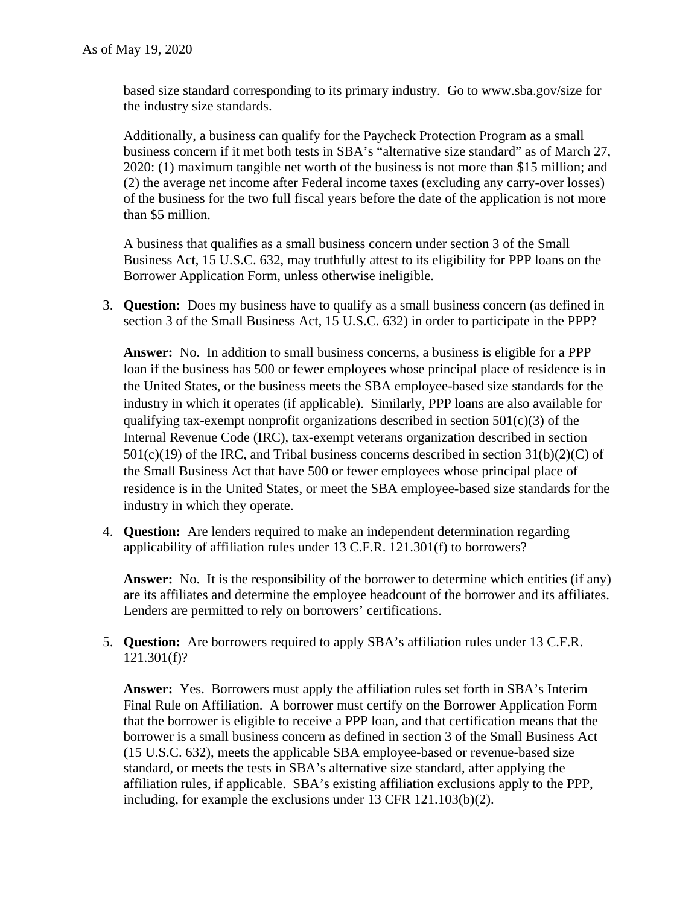based size standard corresponding to its primary industry. Go to www.sba.gov/size for the industry size standards.

Additionally, a business can qualify for the Paycheck Protection Program as a small business concern if it met both tests in SBA's "alternative size standard" as of March 27, 2020: (1) maximum tangible net worth of the business is not more than $15 million; and (2) the average net income after Federal income taxes (excluding any carry-over losses) of the business for the two full fiscal years before the date of the application is not more than $5 million.

A business that qualifies as a small business concern under section 3 of the Small Business Act, 15 U.S.C. 632, may truthfully attest to its eligibility for PPP loans on the Borrower Application Form, unless otherwise ineligible.

3. **Question:** Does my business have to qualify as a small business concern (as defined in section 3 of the Small Business Act, 15 U.S.C. 632) in order to participate in the PPP?

   **Answer:** No. In addition to small business concerns, a business is eligible for a PPP loan if the business has 500 or fewer employees whose principal place of residence is in the United States, or the business meets the SBA employee-based size standards for the industry in which it operates (if applicable). Similarly, PPP loans are also available for qualifying tax-exempt nonprofit organizations described in section 501(c)(3) of the Internal Revenue Code (IRC), tax-exempt veterans organization described in section 501(c)(19) of the IRC, and Tribal business concerns described in section 31(b)(2)(C) of the Small Business Act that have 500 or fewer employees whose principal place of residence is in the United States, or meet the SBA employee-based size standards for the industry in which they operate.

4. **Question:** Are lenders required to make an independent determination regarding applicability of affiliation rules under 13 C.F.R. 121.301(f) to borrowers?

   **Answer:** No. It is the responsibility of the borrower to determine which entities (if any) are its affiliates and determine the employee headcount of the borrower and its affiliates. Lenders are permitted to rely on borrowers' certifications.

5. **Question:** Are borrowers required to apply SBA's affiliation rules under 13 C.F.R. 121.301(f)?

   **Answer:** Yes. Borrowers must apply the affiliation rules set forth in SBA's Interim Final Rule on Affiliation. A borrower must certify on the Borrower Application Form that the borrower is eligible to receive a PPP loan, and that certification means that the borrower is a small business concern as defined in section 3 of the Small Business Act (15 U.S.C. 632), meets the applicable SBA employee-based or revenue-based size standard, or meets the tests in SBA's alternative size standard, after applying the affiliation rules, if applicable. SBA's existing affiliation exclusions apply to the PPP, including, for example the exclusions under 13 CFR 121.103(b)(2).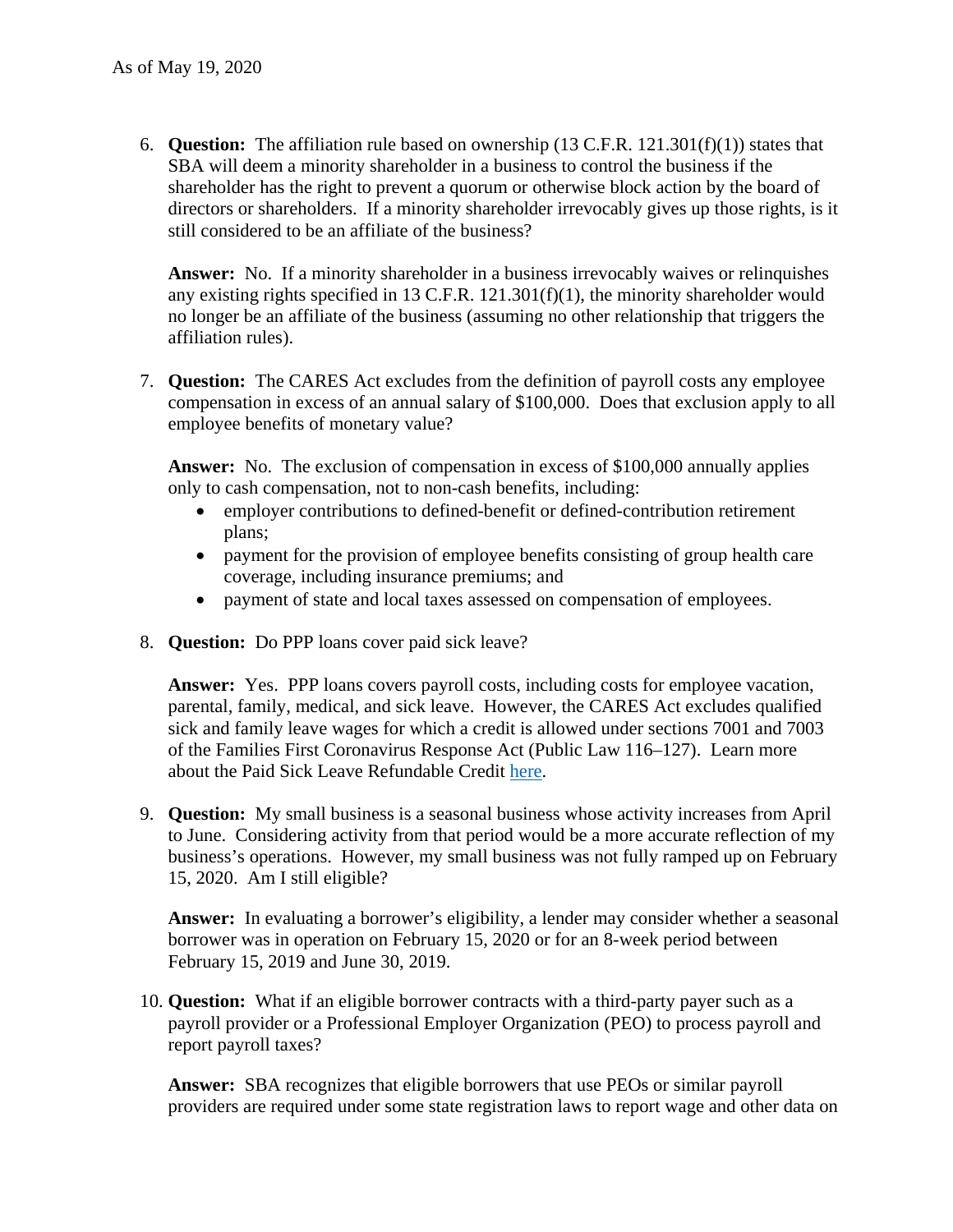As of May 19, 2020

6. **Question:** The affiliation rule based on ownership (13 C.F.R. 121.301(f)(1)) states that SBA will deem a minority shareholder in a business to control the business if the shareholder has the right to prevent a quorum or otherwise block action by the board of directors or shareholders. If a minority shareholder irrevocably gives up those rights, is it still considered to be an affiliate of the business?

   **Answer:** No. If a minority shareholder in a business irrevocably waives or relinquishes any existing rights specified in 13 C.F.R. 121.301(f)(1), the minority shareholder would no longer be an affiliate of the business (assuming no other relationship that triggers the affiliation rules).

7. **Question:** The CARES Act excludes from the definition of payroll costs any employee compensation in excess of an annual salary of $100,000. Does that exclusion apply to all employee benefits of monetary value?

   **Answer:** No. The exclusion of compensation in excess of $100,000 annually applies only to cash compensation, not to non-cash benefits, including:
   - employer contributions to defined-benefit or defined-contribution retirement plans;
   - payment for the provision of employee benefits consisting of group health care coverage, including insurance premiums; and
   - payment of state and local taxes assessed on compensation of employees.

8. **Question:** Do PPP loans cover paid sick leave?

   **Answer:** Yes. PPP loans covers payroll costs, including costs for employee vacation, parental, family, medical, and sick leave. However, the CARES Act excludes qualified sick and family leave wages for which a credit is allowed under sections 7001 and 7003 of the Families First Coronavirus Response Act (Public Law 116–127). Learn more about the Paid Sick Leave Refundable Credit here.

9. **Question:** My small business is a seasonal business whose activity increases from April to June. Considering activity from that period would be a more accurate reflection of my business's operations. However, my small business was not fully ramped up on February 15, 2020. Am I still eligible?

   **Answer:** In evaluating a borrower's eligibility, a lender may consider whether a seasonal borrower was in operation on February 15, 2020 or for an 8-week period between February 15, 2019 and June 30, 2019.

10. **Question:** What if an eligible borrower contracts with a third-party payer such as a payroll provider or a Professional Employer Organization (PEO) to process payroll and report payroll taxes?

    **Answer:** SBA recognizes that eligible borrowers that use PEOs or similar payroll providers are required under some state registration laws to report wage and other data on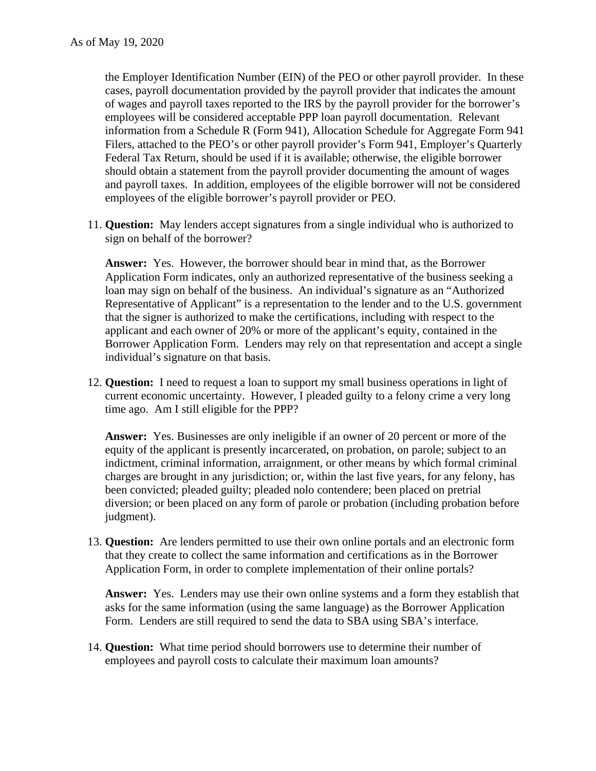the Employer Identification Number (EIN) of the PEO or other payroll provider. In these cases, payroll documentation provided by the payroll provider that indicates the amount of wages and payroll taxes reported to the IRS by the payroll provider for the borrower's employees will be considered acceptable PPP loan payroll documentation. Relevant information from a Schedule R (Form 941), Allocation Schedule for Aggregate Form 941 Filers, attached to the PEO's or other payroll provider's Form 941, Employer's Quarterly Federal Tax Return, should be used if it is available; otherwise, the eligible borrower should obtain a statement from the payroll provider documenting the amount of wages and payroll taxes. In addition, employees of the eligible borrower will not be considered employees of the eligible borrower's payroll provider or PEO.

11. **Question:** May lenders accept signatures from a single individual who is authorized to sign on behalf of the borrower?

    **Answer:** Yes. However, the borrower should bear in mind that, as the Borrower Application Form indicates, only an authorized representative of the business seeking a loan may sign on behalf of the business. An individual's signature as an "Authorized Representative of Applicant" is a representation to the lender and to the U.S. government that the signer is authorized to make the certifications, including with respect to the applicant and each owner of 20% or more of the applicant's equity, contained in the Borrower Application Form. Lenders may rely on that representation and accept a single individual's signature on that basis.

12. **Question:** I need to request a loan to support my small business operations in light of current economic uncertainty. However, I pleaded guilty to a felony crime a very long time ago. Am I still eligible for the PPP?

    **Answer:** Yes. Businesses are only ineligible if an owner of 20 percent or more of the equity of the applicant is presently incarcerated, on probation, on parole; subject to an indictment, criminal information, arraignment, or other means by which formal criminal charges are brought in any jurisdiction; or, within the last five years, for any felony, has been convicted; pleaded guilty; pleaded nolo contendere; been placed on pretrial diversion; or been placed on any form of parole or probation (including probation before judgment).

13. **Question:** Are lenders permitted to use their own online portals and an electronic form that they create to collect the same information and certifications as in the Borrower Application Form, in order to complete implementation of their online portals?

    **Answer:** Yes. Lenders may use their own online systems and a form they establish that asks for the same information (using the same language) as the Borrower Application Form. Lenders are still required to send the data to SBA using SBA's interface.

14. **Question:** What time period should borrowers use to determine their number of employees and payroll costs to calculate their maximum loan amounts?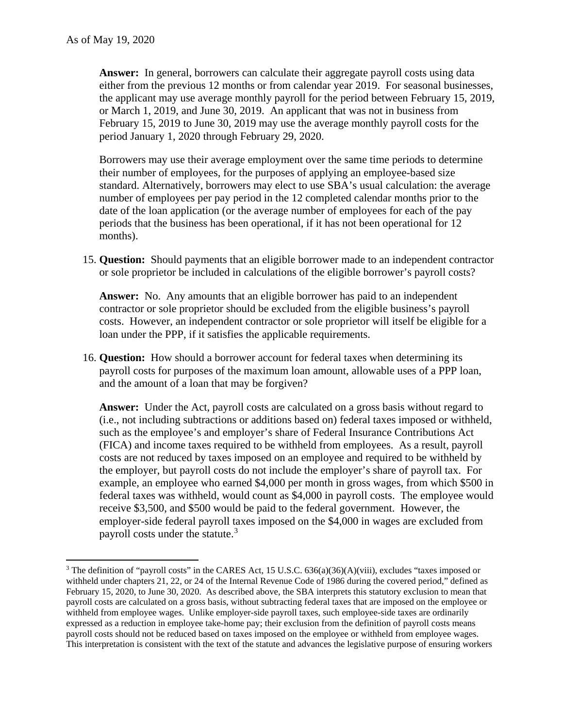**Answer:** In general, borrowers can calculate their aggregate payroll costs using data either from the previous 12 months or from calendar year 2019. For seasonal businesses, the applicant may use average monthly payroll for the period between February 15, 2019, or March 1, 2019, and June 30, 2019. An applicant that was not in business from February 15, 2019 to June 30, 2019 may use the average monthly payroll costs for the period January 1, 2020 through February 29, 2020.

Borrowers may use their average employment over the same time periods to determine their number of employees, for the purposes of applying an employee-based size standard. Alternatively, borrowers may elect to use SBA's usual calculation: the average number of employees per pay period in the 12 completed calendar months prior to the date of the loan application (or the average number of employees for each of the pay periods that the business has been operational, if it has not been operational for 12 months).

15. **Question:** Should payments that an eligible borrower made to an independent contractor or sole proprietor be included in calculations of the eligible borrower's payroll costs?

    **Answer:** No. Any amounts that an eligible borrower has paid to an independent contractor or sole proprietor should be excluded from the eligible business's payroll costs. However, an independent contractor or sole proprietor will itself be eligible for a loan under the PPP, if it satisfies the applicable requirements.

16. **Question:** How should a borrower account for federal taxes when determining its payroll costs for purposes of the maximum loan amount, allowable uses of a PPP loan, and the amount of a loan that may be forgiven?

    **Answer:** Under the Act, payroll costs are calculated on a gross basis without regard to (i.e., not including subtractions or additions based on) federal taxes imposed or withheld, such as the employee's and employer's share of Federal Insurance Contributions Act (FICA) and income taxes required to be withheld from employees. As a result, payroll costs are not reduced by taxes imposed on an employee and required to be withheld by the employer, but payroll costs do not include the employer's share of payroll tax. For example, an employee who earned $4,000 per month in gross wages, from which $500 in federal taxes was withheld, would count as $4,000 in payroll costs. The employee would receive $3,500, and $500 would be paid to the federal government. However, the employer-side federal payroll taxes imposed on the $4,000 in wages are excluded from payroll costs under the statute.[3]

[3] The definition of "payroll costs" in the CARES Act, 15 U.S.C. 636(a)(36)(A)(viii), excludes "taxes imposed or withheld under chapters 21, 22, or 24 of the Internal Revenue Code of 1986 during the covered period," defined as February 15, 2020, to June 30, 2020. As described above, the SBA interprets this statutory exclusion to mean that payroll costs are calculated on a gross basis, without subtracting federal taxes that are imposed on the employee or withheld from employee wages. Unlike employer-side payroll taxes, such employee-side taxes are ordinarily expressed as a reduction in employee take-home pay; their exclusion from the definition of payroll costs means payroll costs should not be reduced based on taxes imposed on the employee or withheld from employee wages. This interpretation is consistent with the text of the statute and advances the legislative purpose of ensuring workers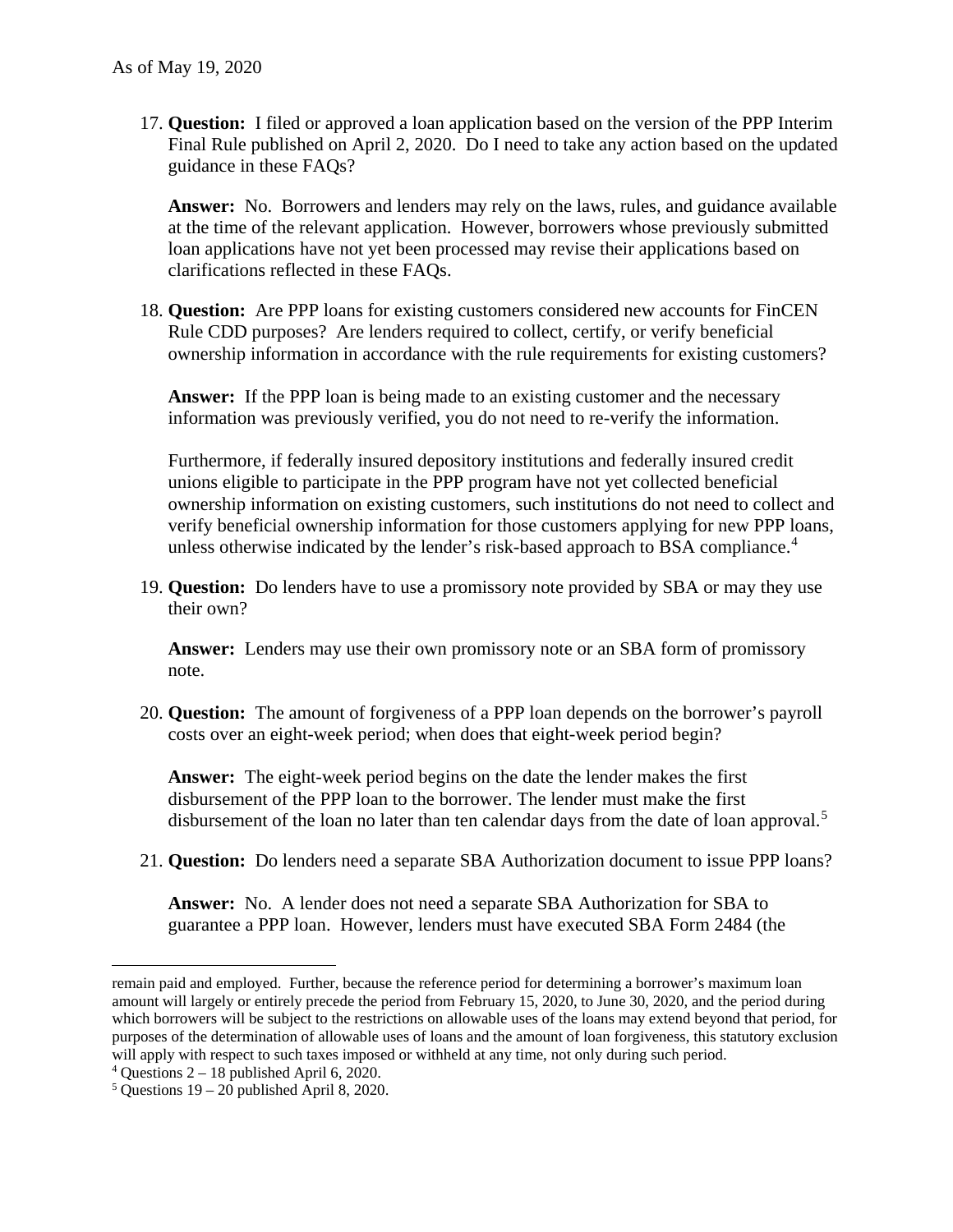As of May 19, 2020

17. **Question:** I filed or approved a loan application based on the version of the PPP Interim Final Rule published on April 2, 2020. Do I need to take any action based on the updated guidance in these FAQs?

    **Answer:** No. Borrowers and lenders may rely on the laws, rules, and guidance available at the time of the relevant application. However, borrowers whose previously submitted loan applications have not yet been processed may revise their applications based on clarifications reflected in these FAQs.

18. **Question:** Are PPP loans for existing customers considered new accounts for FinCEN Rule CDD purposes? Are lenders required to collect, certify, or verify beneficial ownership information in accordance with the rule requirements for existing customers?

    **Answer:** If the PPP loan is being made to an existing customer and the necessary information was previously verified, you do not need to re-verify the information.

    Furthermore, if federally insured depository institutions and federally insured credit unions eligible to participate in the PPP program have not yet collected beneficial ownership information on existing customers, such institutions do not need to collect and verify beneficial ownership information for those customers applying for new PPP loans, unless otherwise indicated by the lender's risk-based approach to BSA compliance.[4]

19. **Question:** Do lenders have to use a promissory note provided by SBA or may they use their own?

    **Answer:** Lenders may use their own promissory note or an SBA form of promissory note.

20. **Question:** The amount of forgiveness of a PPP loan depends on the borrower's payroll costs over an eight-week period; when does that eight-week period begin?

    **Answer:** The eight-week period begins on the date the lender makes the first disbursement of the PPP loan to the borrower. The lender must make the first disbursement of the loan no later than ten calendar days from the date of loan approval.[5]

21. **Question:** Do lenders need a separate SBA Authorization document to issue PPP loans?

    **Answer:** No. A lender does not need a separate SBA Authorization for SBA to guarantee a PPP loan. However, lenders must have executed SBA Form 2484 (the

---

remain paid and employed. Further, because the reference period for determining a borrower's maximum loan amount will largely or entirely precede the period from February 15, 2020, to June 30, 2020, and the period during which borrowers will be subject to the restrictions on allowable uses of the loans may extend beyond that period, for purposes of the determination of allowable uses of loans and the amount of loan forgiveness, this statutory exclusion will apply with respect to such taxes imposed or withheld at any time, not only during such period.

[4] Questions 2 – 18 published April 6, 2020.

[5] Questions 19 – 20 published April 8, 2020.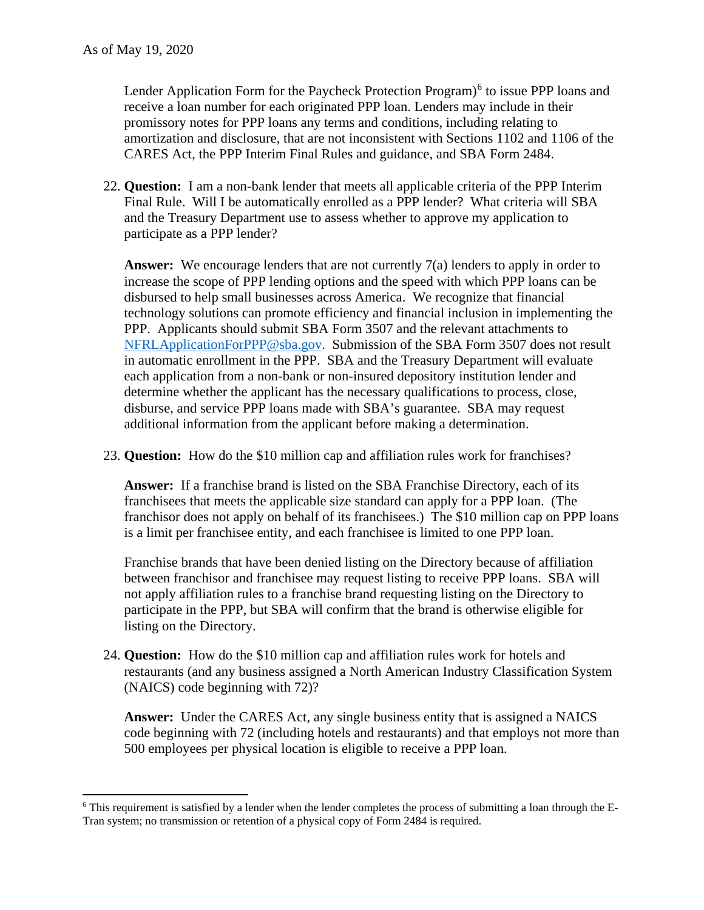Lender Application Form for the Paycheck Protection Program)[6] to issue PPP loans and receive a loan number for each originated PPP loan. Lenders may include in their promissory notes for PPP loans any terms and conditions, including relating to amortization and disclosure, that are not inconsistent with Sections 1102 and 1106 of the CARES Act, the PPP Interim Final Rules and guidance, and SBA Form 2484.

22. **Question:** I am a non-bank lender that meets all applicable criteria of the PPP Interim Final Rule. Will I be automatically enrolled as a PPP lender? What criteria will SBA and the Treasury Department use to assess whether to approve my application to participate as a PPP lender?

    **Answer:** We encourage lenders that are not currently 7(a) lenders to apply in order to increase the scope of PPP lending options and the speed with which PPP loans can be disbursed to help small businesses across America. We recognize that financial technology solutions can promote efficiency and financial inclusion in implementing the PPP. Applicants should submit SBA Form 3507 and the relevant attachments to NFRLApplicationForPPP@sba.gov. Submission of the SBA Form 3507 does not result in automatic enrollment in the PPP. SBA and the Treasury Department will evaluate each application from a non-bank or non-insured depository institution lender and determine whether the applicant has the necessary qualifications to process, close, disburse, and service PPP loans made with SBA's guarantee. SBA may request additional information from the applicant before making a determination.

23. **Question:** How do the $10 million cap and affiliation rules work for franchises?

    **Answer:** If a franchise brand is listed on the SBA Franchise Directory, each of its franchisees that meets the applicable size standard can apply for a PPP loan. (The franchisor does not apply on behalf of its franchisees.) The $10 million cap on PPP loans is a limit per franchisee entity, and each franchisee is limited to one PPP loan.

    Franchise brands that have been denied listing on the Directory because of affiliation between franchisor and franchisee may request listing to receive PPP loans. SBA will not apply affiliation rules to a franchise brand requesting listing on the Directory to participate in the PPP, but SBA will confirm that the brand is otherwise eligible for listing on the Directory.

24. **Question:** How do the $10 million cap and affiliation rules work for hotels and restaurants (and any business assigned a North American Industry Classification System (NAICS) code beginning with 72)?

    **Answer:** Under the CARES Act, any single business entity that is assigned a NAICS code beginning with 72 (including hotels and restaurants) and that employs not more than 500 employees per physical location is eligible to receive a PPP loan.

---

[6] This requirement is satisfied by a lender when the lender completes the process of submitting a loan through the E-Tran system; no transmission or retention of a physical copy of Form 2484 is required.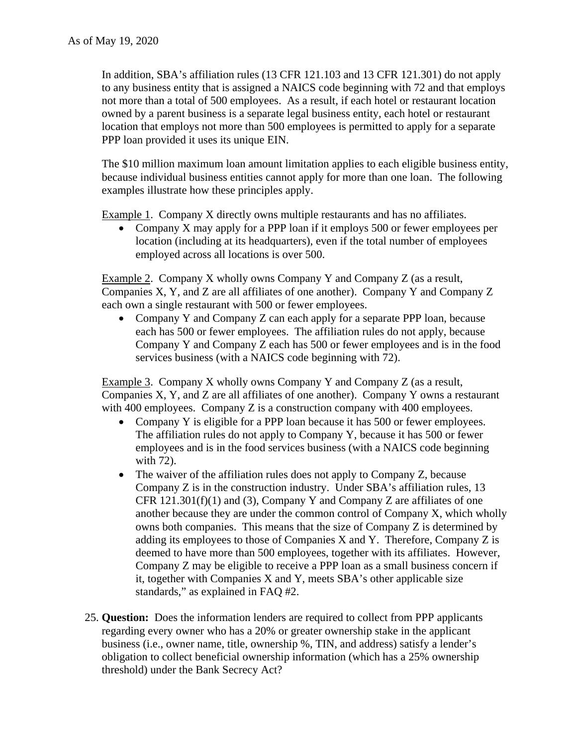As of May 19, 2020

In addition, SBA's affiliation rules (13 CFR 121.103 and 13 CFR 121.301) do not apply to any business entity that is assigned a NAICS code beginning with 72 and that employs not more than a total of 500 employees. As a result, if each hotel or restaurant location owned by a parent business is a separate legal business entity, each hotel or restaurant location that employs not more than 500 employees is permitted to apply for a separate PPP loan provided it uses its unique EIN.

The $10 million maximum loan amount limitation applies to each eligible business entity, because individual business entities cannot apply for more than one loan. The following examples illustrate how these principles apply.

Example 1. Company X directly owns multiple restaurants and has no affiliates.

- Company X may apply for a PPP loan if it employs 500 or fewer employees per location (including at its headquarters), even if the total number of employees employed across all locations is over 500.

Example 2. Company X wholly owns Company Y and Company Z (as a result, Companies X, Y, and Z are all affiliates of one another). Company Y and Company Z each own a single restaurant with 500 or fewer employees.

- Company Y and Company Z can each apply for a separate PPP loan, because each has 500 or fewer employees. The affiliation rules do not apply, because Company Y and Company Z each has 500 or fewer employees and is in the food services business (with a NAICS code beginning with 72).

Example 3. Company X wholly owns Company Y and Company Z (as a result, Companies X, Y, and Z are all affiliates of one another). Company Y owns a restaurant with 400 employees. Company Z is a construction company with 400 employees.

- Company Y is eligible for a PPP loan because it has 500 or fewer employees. The affiliation rules do not apply to Company Y, because it has 500 or fewer employees and is in the food services business (with a NAICS code beginning with 72).
- The waiver of the affiliation rules does not apply to Company Z, because Company Z is in the construction industry. Under SBA's affiliation rules, 13 CFR 121.301(f)(1) and (3), Company Y and Company Z are affiliates of one another because they are under the common control of Company X, which wholly owns both companies. This means that the size of Company Z is determined by adding its employees to those of Companies X and Y. Therefore, Company Z is deemed to have more than 500 employees, together with its affiliates. However, Company Z may be eligible to receive a PPP loan as a small business concern if it, together with Companies X and Y, meets SBA's other applicable size standards," as explained in FAQ #2.

25. **Question:** Does the information lenders are required to collect from PPP applicants regarding every owner who has a 20% or greater ownership stake in the applicant business (i.e., owner name, title, ownership %, TIN, and address) satisfy a lender's obligation to collect beneficial ownership information (which has a 25% ownership threshold) under the Bank Secrecy Act?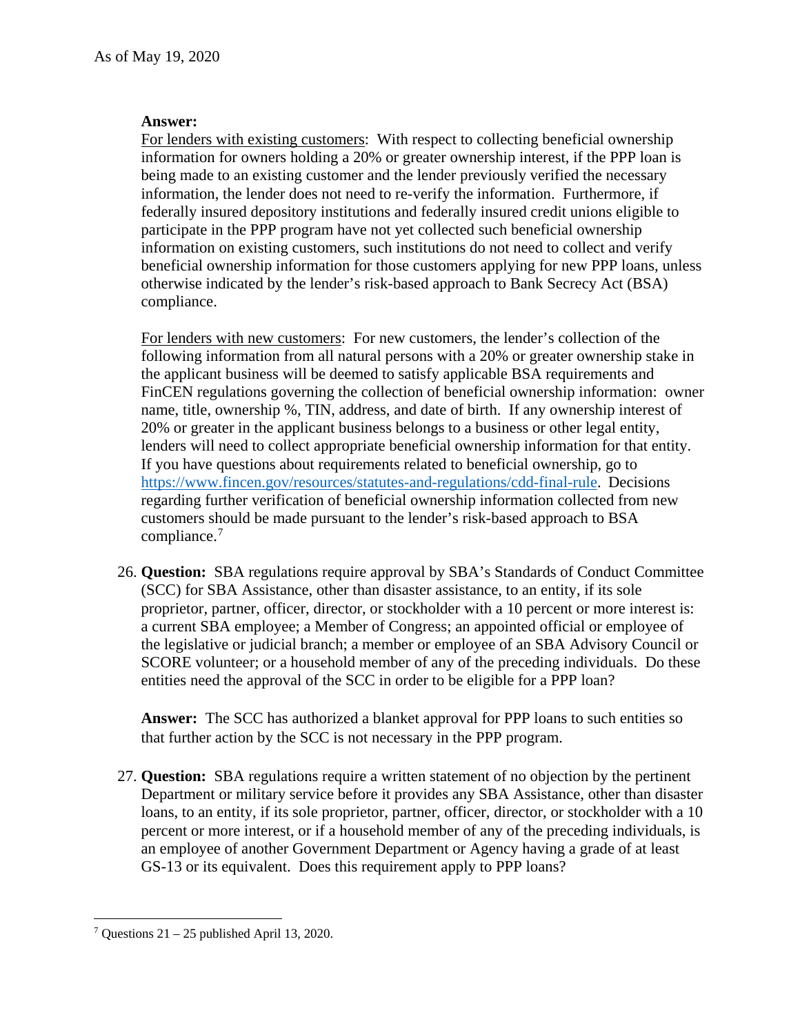**Answer:**

For lenders with existing customers: With respect to collecting beneficial ownership information for owners holding a 20% or greater ownership interest, if the PPP loan is being made to an existing customer and the lender previously verified the necessary information, the lender does not need to re-verify the information. Furthermore, if federally insured depository institutions and federally insured credit unions eligible to participate in the PPP program have not yet collected such beneficial ownership information on existing customers, such institutions do not need to collect and verify beneficial ownership information for those customers applying for new PPP loans, unless otherwise indicated by the lender's risk-based approach to Bank Secrecy Act (BSA) compliance.

For lenders with new customers: For new customers, the lender's collection of the following information from all natural persons with a 20% or greater ownership stake in the applicant business will be deemed to satisfy applicable BSA requirements and FinCEN regulations governing the collection of beneficial ownership information: owner name, title, ownership %, TIN, address, and date of birth. If any ownership interest of 20% or greater in the applicant business belongs to a business or other legal entity, lenders will need to collect appropriate beneficial ownership information for that entity. If you have questions about requirements related to beneficial ownership, go to https://www.fincen.gov/resources/statutes-and-regulations/cdd-final-rule. Decisions regarding further verification of beneficial ownership information collected from new customers should be made pursuant to the lender's risk-based approach to BSA compliance.[7]

26. **Question:** SBA regulations require approval by SBA's Standards of Conduct Committee (SCC) for SBA Assistance, other than disaster assistance, to an entity, if its sole proprietor, partner, officer, director, or stockholder with a 10 percent or more interest is: a current SBA employee; a Member of Congress; an appointed official or employee of the legislative or judicial branch; a member or employee of an SBA Advisory Council or SCORE volunteer; or a household member of any of the preceding individuals. Do these entities need the approval of the SCC in order to be eligible for a PPP loan?

    **Answer:** The SCC has authorized a blanket approval for PPP loans to such entities so that further action by the SCC is not necessary in the PPP program.

27. **Question:** SBA regulations require a written statement of no objection by the pertinent Department or military service before it provides any SBA Assistance, other than disaster loans, to an entity, if its sole proprietor, partner, officer, director, or stockholder with a 10 percent or more interest, or if a household member of any of the preceding individuals, is an employee of another Government Department or Agency having a grade of at least GS-13 or its equivalent. Does this requirement apply to PPP loans?

---

[7] Questions 21 – 25 published April 13, 2020.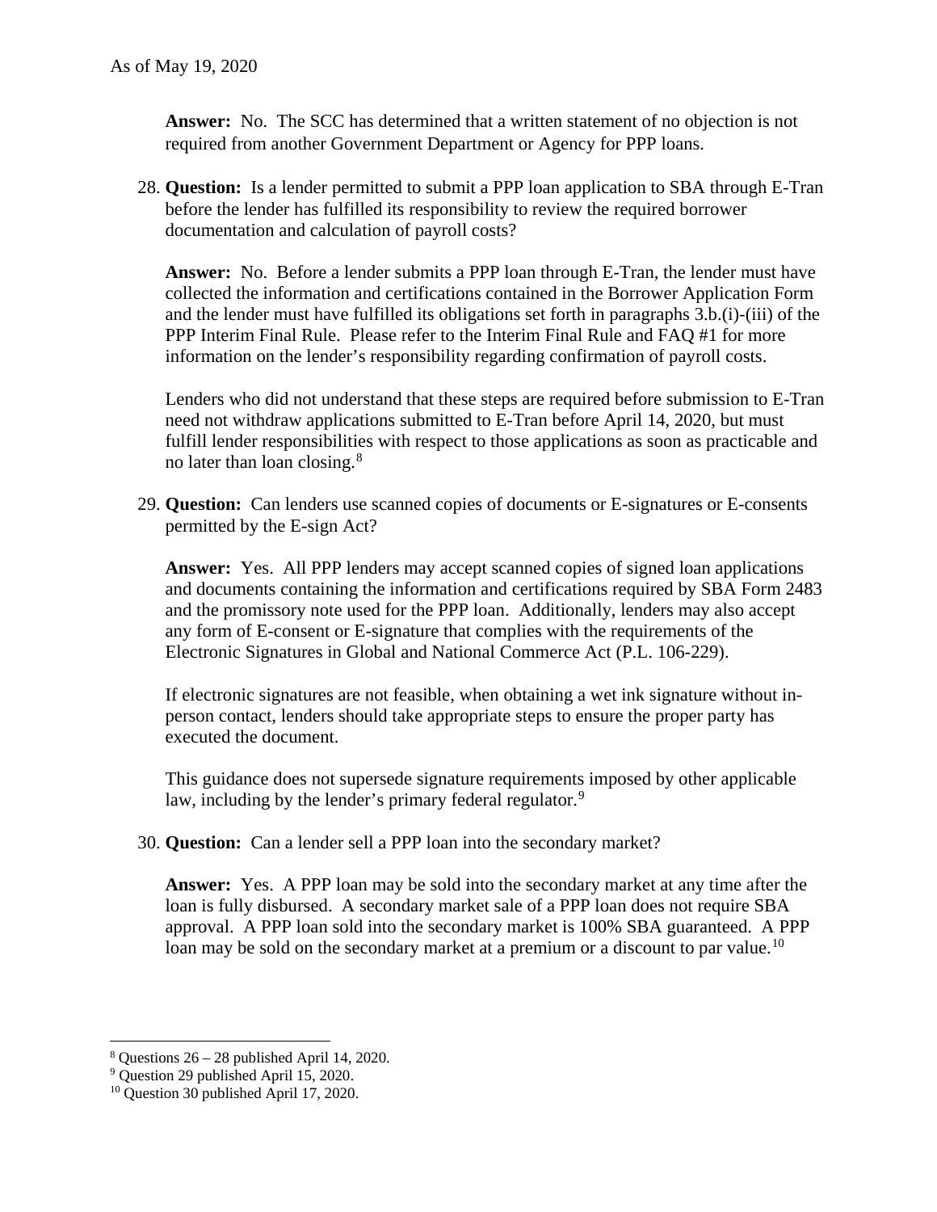As of May 19, 2020

**Answer:** No. The SCC has determined that a written statement of no objection is not required from another Government Department or Agency for PPP loans.

28. **Question:** Is a lender permitted to submit a PPP loan application to SBA through E-Tran before the lender has fulfilled its responsibility to review the required borrower documentation and calculation of payroll costs?

    **Answer:** No. Before a lender submits a PPP loan through E-Tran, the lender must have collected the information and certifications contained in the Borrower Application Form and the lender must have fulfilled its obligations set forth in paragraphs 3.b.(i)-(iii) of the PPP Interim Final Rule. Please refer to the Interim Final Rule and FAQ #1 for more information on the lender's responsibility regarding confirmation of payroll costs.

    Lenders who did not understand that these steps are required before submission to E-Tran need not withdraw applications submitted to E-Tran before April 14, 2020, but must fulfill lender responsibilities with respect to those applications as soon as practicable and no later than loan closing.[8]

29. **Question:** Can lenders use scanned copies of documents or E-signatures or E-consents permitted by the E-sign Act?

    **Answer:** Yes. All PPP lenders may accept scanned copies of signed loan applications and documents containing the information and certifications required by SBA Form 2483 and the promissory note used for the PPP loan. Additionally, lenders may also accept any form of E-consent or E-signature that complies with the requirements of the Electronic Signatures in Global and National Commerce Act (P.L. 106-229).

    If electronic signatures are not feasible, when obtaining a wet ink signature without in-person contact, lenders should take appropriate steps to ensure the proper party has executed the document.

    This guidance does not supersede signature requirements imposed by other applicable law, including by the lender's primary federal regulator.[9]

30. **Question:** Can a lender sell a PPP loan into the secondary market?

    **Answer:** Yes. A PPP loan may be sold into the secondary market at any time after the loan is fully disbursed. A secondary market sale of a PPP loan does not require SBA approval. A PPP loan sold into the secondary market is 100% SBA guaranteed. A PPP loan may be sold on the secondary market at a premium or a discount to par value.[10]

---

[8] Questions 26 – 28 published April 14, 2020.

[9] Question 29 published April 15, 2020.

[10] Question 30 published April 17, 2020.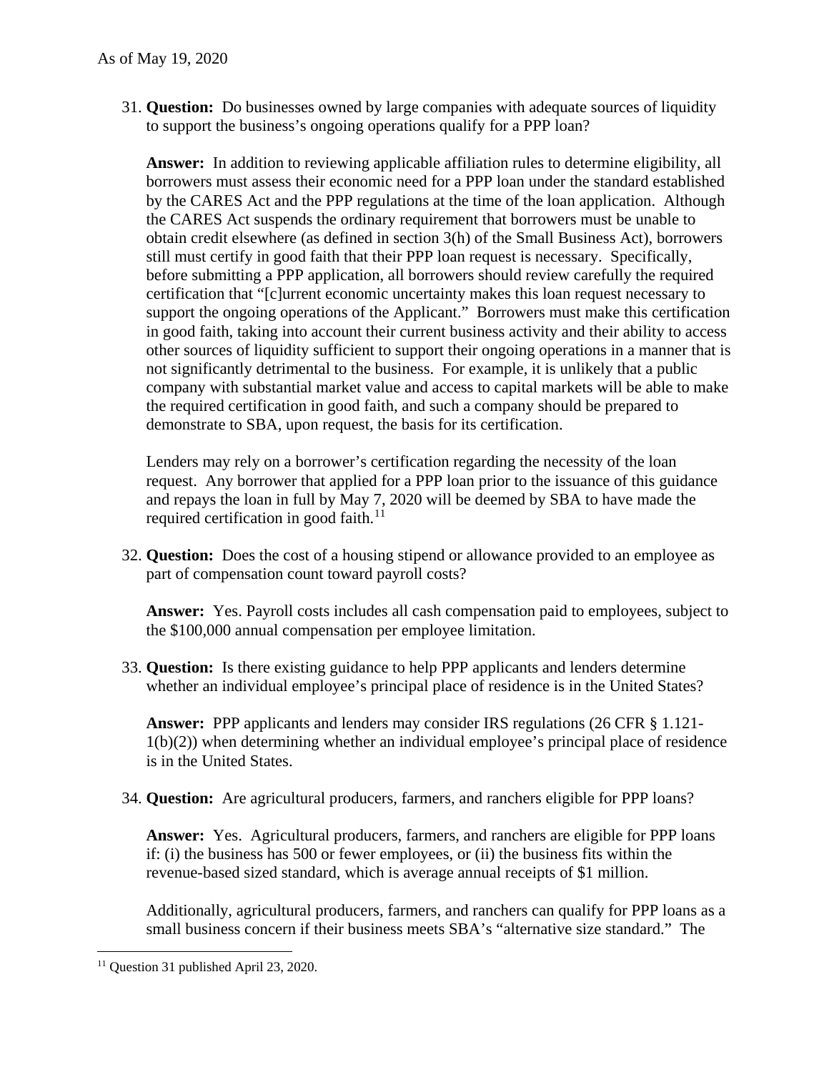As of May 19, 2020

31. **Question:** Do businesses owned by large companies with adequate sources of liquidity to support the business's ongoing operations qualify for a PPP loan?

    **Answer:** In addition to reviewing applicable affiliation rules to determine eligibility, all borrowers must assess their economic need for a PPP loan under the standard established by the CARES Act and the PPP regulations at the time of the loan application. Although the CARES Act suspends the ordinary requirement that borrowers must be unable to obtain credit elsewhere (as defined in section 3(h) of the Small Business Act), borrowers still must certify in good faith that their PPP loan request is necessary. Specifically, before submitting a PPP application, all borrowers should review carefully the required certification that "[c]urrent economic uncertainty makes this loan request necessary to support the ongoing operations of the Applicant." Borrowers must make this certification in good faith, taking into account their current business activity and their ability to access other sources of liquidity sufficient to support their ongoing operations in a manner that is not significantly detrimental to the business. For example, it is unlikely that a public company with substantial market value and access to capital markets will be able to make the required certification in good faith, and such a company should be prepared to demonstrate to SBA, upon request, the basis for its certification.

    Lenders may rely on a borrower's certification regarding the necessity of the loan request. Any borrower that applied for a PPP loan prior to the issuance of this guidance and repays the loan in full by May 7, 2020 will be deemed by SBA to have made the required certification in good faith.[11]

32. **Question:** Does the cost of a housing stipend or allowance provided to an employee as part of compensation count toward payroll costs?

    **Answer:** Yes. Payroll costs includes all cash compensation paid to employees, subject to the $100,000 annual compensation per employee limitation.

33. **Question:** Is there existing guidance to help PPP applicants and lenders determine whether an individual employee's principal place of residence is in the United States?

    **Answer:** PPP applicants and lenders may consider IRS regulations (26 CFR § 1.121-1(b)(2)) when determining whether an individual employee's principal place of residence is in the United States.

34. **Question:** Are agricultural producers, farmers, and ranchers eligible for PPP loans?

    **Answer:** Yes. Agricultural producers, farmers, and ranchers are eligible for PPP loans if: (i) the business has 500 or fewer employees, or (ii) the business fits within the revenue-based sized standard, which is average annual receipts of $1 million.

    Additionally, agricultural producers, farmers, and ranchers can qualify for PPP loans as a small business concern if their business meets SBA's "alternative size standard." The

[11] Question 31 published April 23, 2020.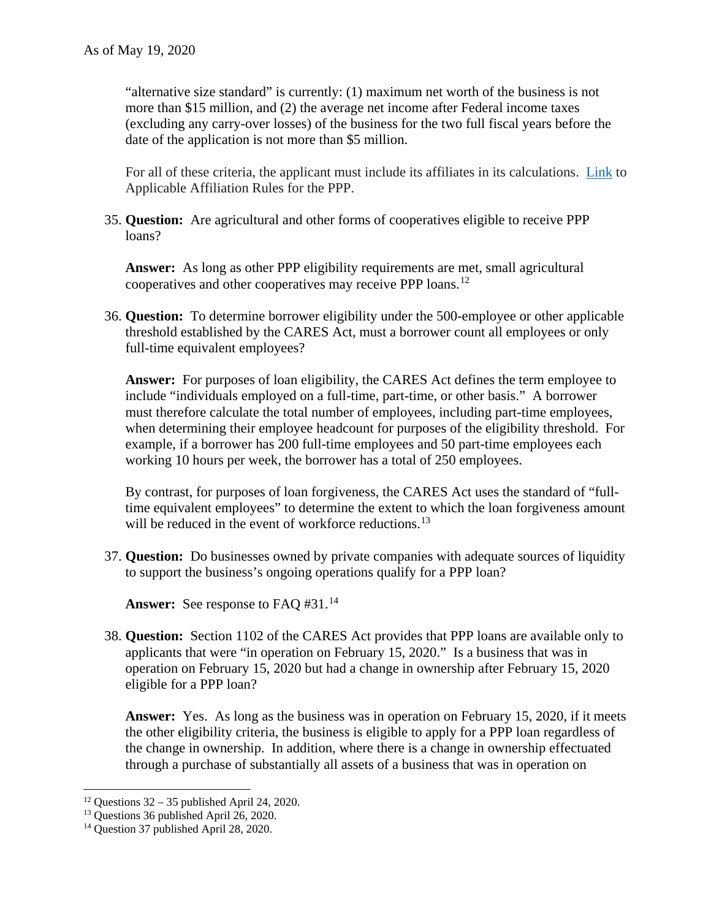"alternative size standard" is currently: (1) maximum net worth of the business is not more than $15 million, and (2) the average net income after Federal income taxes (excluding any carry-over losses) of the business for the two full fiscal years before the date of the application is not more than $5 million.

For all of these criteria, the applicant must include its affiliates in its calculations. Link to Applicable Affiliation Rules for the PPP.

35. **Question:** Are agricultural and other forms of cooperatives eligible to receive PPP loans?

    **Answer:** As long as other PPP eligibility requirements are met, small agricultural cooperatives and other cooperatives may receive PPP loans.[12]

36. **Question:** To determine borrower eligibility under the 500-employee or other applicable threshold established by the CARES Act, must a borrower count all employees or only full-time equivalent employees?

    **Answer:** For purposes of loan eligibility, the CARES Act defines the term employee to include "individuals employed on a full-time, part-time, or other basis." A borrower must therefore calculate the total number of employees, including part-time employees, when determining their employee headcount for purposes of the eligibility threshold. For example, if a borrower has 200 full-time employees and 50 part-time employees each working 10 hours per week, the borrower has a total of 250 employees.

    By contrast, for purposes of loan forgiveness, the CARES Act uses the standard of "full-time equivalent employees" to determine the extent to which the loan forgiveness amount will be reduced in the event of workforce reductions.[13]

37. **Question:** Do businesses owned by private companies with adequate sources of liquidity to support the business's ongoing operations qualify for a PPP loan?

    **Answer:** See response to FAQ #31.[14]

38. **Question:** Section 1102 of the CARES Act provides that PPP loans are available only to applicants that were "in operation on February 15, 2020." Is a business that was in operation on February 15, 2020 but had a change in ownership after February 15, 2020 eligible for a PPP loan?

    **Answer:** Yes. As long as the business was in operation on February 15, 2020, if it meets the other eligibility criteria, the business is eligible to apply for a PPP loan regardless of the change in ownership. In addition, where there is a change in ownership effectuated through a purchase of substantially all assets of a business that was in operation on

---

[12] Questions 32 – 35 published April 24, 2020.
[13] Questions 36 published April 26, 2020.
[14] Question 37 published April 28, 2020.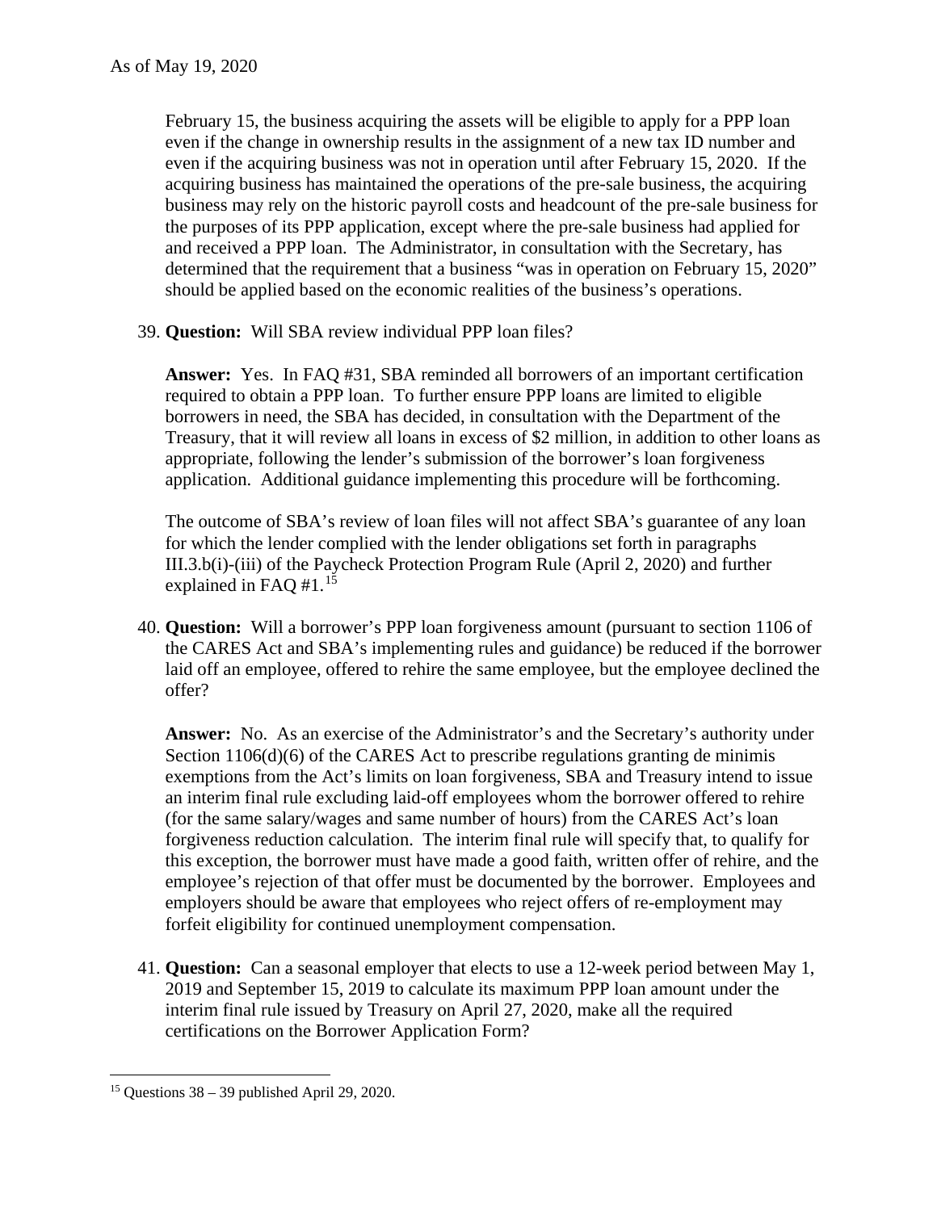February 15, the business acquiring the assets will be eligible to apply for a PPP loan even if the change in ownership results in the assignment of a new tax ID number and even if the acquiring business was not in operation until after February 15, 2020. If the acquiring business has maintained the operations of the pre-sale business, the acquiring business may rely on the historic payroll costs and headcount of the pre-sale business for the purposes of its PPP application, except where the pre-sale business had applied for and received a PPP loan. The Administrator, in consultation with the Secretary, has determined that the requirement that a business "was in operation on February 15, 2020" should be applied based on the economic realities of the business's operations.

39. **Question:** Will SBA review individual PPP loan files?

    **Answer:** Yes. In FAQ #31, SBA reminded all borrowers of an important certification required to obtain a PPP loan. To further ensure PPP loans are limited to eligible borrowers in need, the SBA has decided, in consultation with the Department of the Treasury, that it will review all loans in excess of $2 million, in addition to other loans as appropriate, following the lender's submission of the borrower's loan forgiveness application. Additional guidance implementing this procedure will be forthcoming.

    The outcome of SBA's review of loan files will not affect SBA's guarantee of any loan for which the lender complied with the lender obligations set forth in paragraphs III.3.b(i)-(iii) of the Paycheck Protection Program Rule (April 2, 2020) and further explained in FAQ #1.[15]

40. **Question:** Will a borrower's PPP loan forgiveness amount (pursuant to section 1106 of the CARES Act and SBA's implementing rules and guidance) be reduced if the borrower laid off an employee, offered to rehire the same employee, but the employee declined the offer?

    **Answer:** No. As an exercise of the Administrator's and the Secretary's authority under Section 1106(d)(6) of the CARES Act to prescribe regulations granting de minimis exemptions from the Act's limits on loan forgiveness, SBA and Treasury intend to issue an interim final rule excluding laid-off employees whom the borrower offered to rehire (for the same salary/wages and same number of hours) from the CARES Act's loan forgiveness reduction calculation. The interim final rule will specify that, to qualify for this exception, the borrower must have made a good faith, written offer of rehire, and the employee's rejection of that offer must be documented by the borrower. Employees and employers should be aware that employees who reject offers of re-employment may forfeit eligibility for continued unemployment compensation.

41. **Question:** Can a seasonal employer that elects to use a 12-week period between May 1, 2019 and September 15, 2019 to calculate its maximum PPP loan amount under the interim final rule issued by Treasury on April 27, 2020, make all the required certifications on the Borrower Application Form?

---

[15] Questions 38 – 39 published April 29, 2020.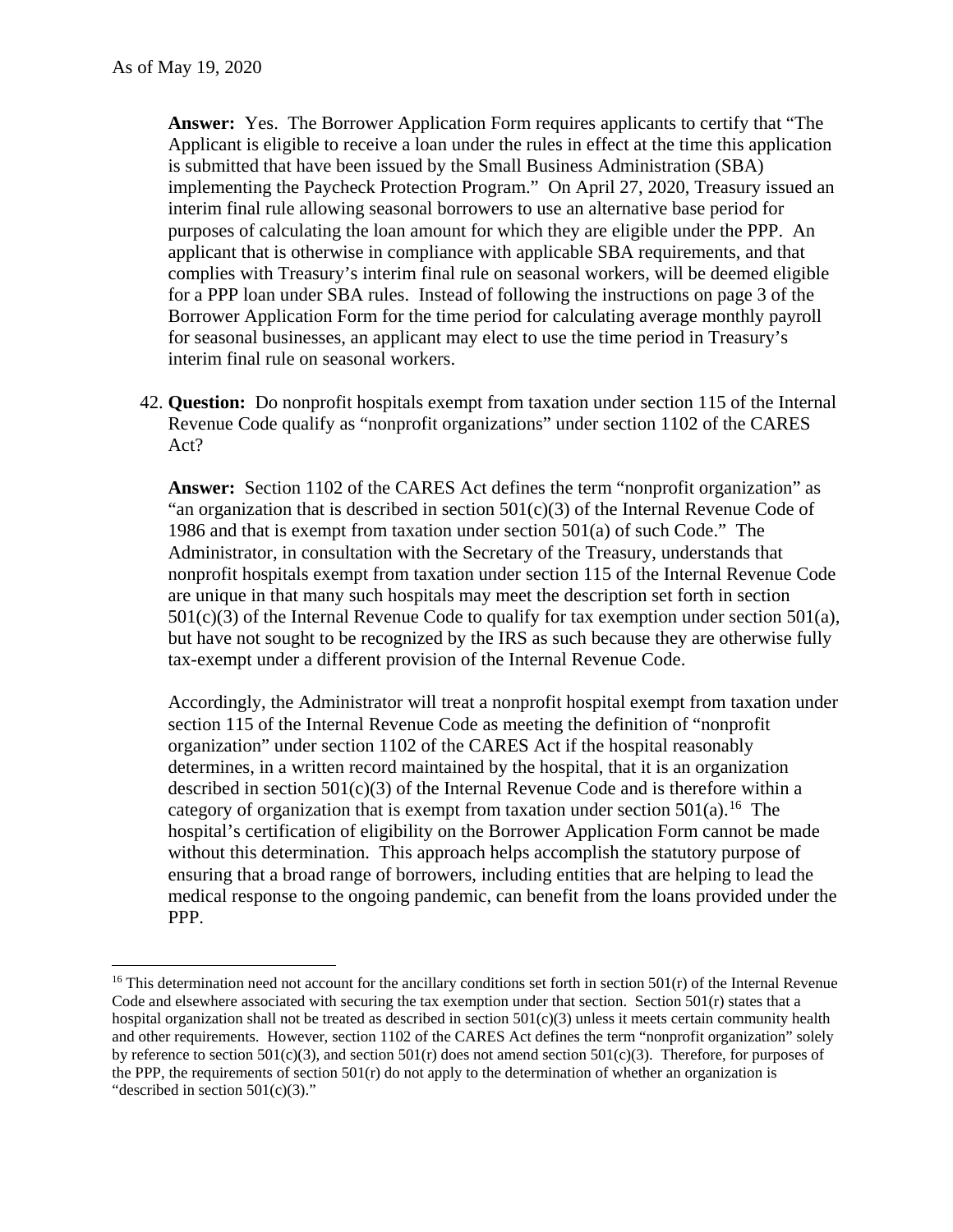**Answer:** Yes. The Borrower Application Form requires applicants to certify that "The Applicant is eligible to receive a loan under the rules in effect at the time this application is submitted that have been issued by the Small Business Administration (SBA) implementing the Paycheck Protection Program." On April 27, 2020, Treasury issued an interim final rule allowing seasonal borrowers to use an alternative base period for purposes of calculating the loan amount for which they are eligible under the PPP. An applicant that is otherwise in compliance with applicable SBA requirements, and that complies with Treasury's interim final rule on seasonal workers, will be deemed eligible for a PPP loan under SBA rules. Instead of following the instructions on page 3 of the Borrower Application Form for the time period for calculating average monthly payroll for seasonal businesses, an applicant may elect to use the time period in Treasury's interim final rule on seasonal workers.

42. **Question:** Do nonprofit hospitals exempt from taxation under section 115 of the Internal Revenue Code qualify as "nonprofit organizations" under section 1102 of the CARES Act?

    **Answer:** Section 1102 of the CARES Act defines the term "nonprofit organization" as "an organization that is described in section 501(c)(3) of the Internal Revenue Code of 1986 and that is exempt from taxation under section 501(a) of such Code." The Administrator, in consultation with the Secretary of the Treasury, understands that nonprofit hospitals exempt from taxation under section 115 of the Internal Revenue Code are unique in that many such hospitals may meet the description set forth in section 501(c)(3) of the Internal Revenue Code to qualify for tax exemption under section 501(a), but have not sought to be recognized by the IRS as such because they are otherwise fully tax-exempt under a different provision of the Internal Revenue Code.

    Accordingly, the Administrator will treat a nonprofit hospital exempt from taxation under section 115 of the Internal Revenue Code as meeting the definition of "nonprofit organization" under section 1102 of the CARES Act if the hospital reasonably determines, in a written record maintained by the hospital, that it is an organization described in section 501(c)(3) of the Internal Revenue Code and is therefore within a category of organization that is exempt from taxation under section 501(a).[16] The hospital's certification of eligibility on the Borrower Application Form cannot be made without this determination. This approach helps accomplish the statutory purpose of ensuring that a broad range of borrowers, including entities that are helping to lead the medical response to the ongoing pandemic, can benefit from the loans provided under the PPP.

---

[16] This determination need not account for the ancillary conditions set forth in section 501(r) of the Internal Revenue Code and elsewhere associated with securing the tax exemption under that section. Section 501(r) states that a hospital organization shall not be treated as described in section 501(c)(3) unless it meets certain community health and other requirements. However, section 1102 of the CARES Act defines the term "nonprofit organization" solely by reference to section 501(c)(3), and section 501(r) does not amend section 501(c)(3). Therefore, for purposes of the PPP, the requirements of section 501(r) do not apply to the determination of whether an organization is "described in section 501(c)(3)."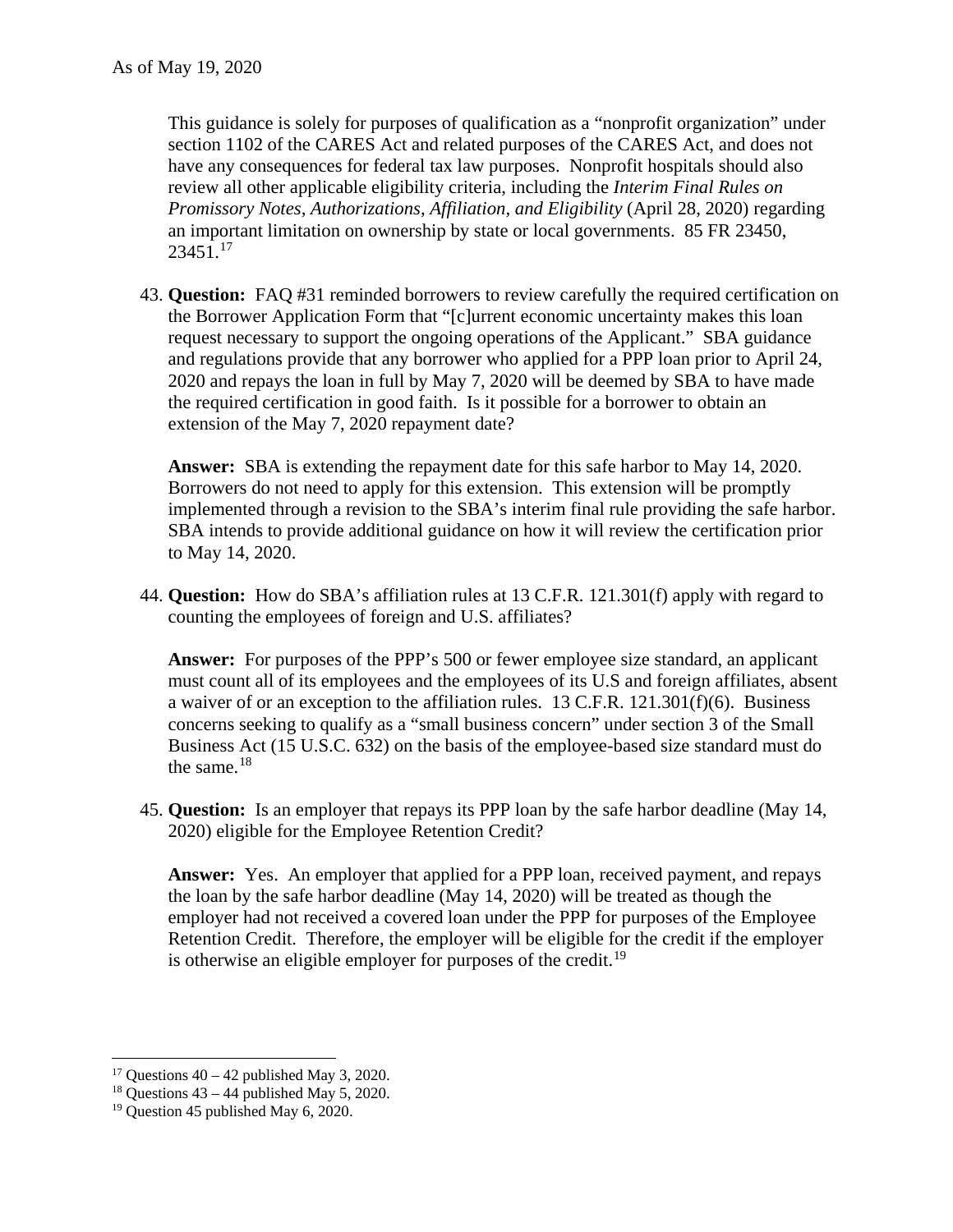As of May 19, 2020

This guidance is solely for purposes of qualification as a "nonprofit organization" under section 1102 of the CARES Act and related purposes of the CARES Act, and does not have any consequences for federal tax law purposes. Nonprofit hospitals should also review all other applicable eligibility criteria, including the *Interim Final Rules on Promissory Notes, Authorizations, Affiliation, and Eligibility* (April 28, 2020) regarding an important limitation on ownership by state or local governments. 85 FR 23450, 23451.[17]

43. **Question:** FAQ #31 reminded borrowers to review carefully the required certification on the Borrower Application Form that "[c]urrent economic uncertainty makes this loan request necessary to support the ongoing operations of the Applicant." SBA guidance and regulations provide that any borrower who applied for a PPP loan prior to April 24, 2020 and repays the loan in full by May 7, 2020 will be deemed by SBA to have made the required certification in good faith. Is it possible for a borrower to obtain an extension of the May 7, 2020 repayment date?

    **Answer:** SBA is extending the repayment date for this safe harbor to May 14, 2020. Borrowers do not need to apply for this extension. This extension will be promptly implemented through a revision to the SBA's interim final rule providing the safe harbor. SBA intends to provide additional guidance on how it will review the certification prior to May 14, 2020.

44. **Question:** How do SBA's affiliation rules at 13 C.F.R. 121.301(f) apply with regard to counting the employees of foreign and U.S. affiliates?

    **Answer:** For purposes of the PPP's 500 or fewer employee size standard, an applicant must count all of its employees and the employees of its U.S and foreign affiliates, absent a waiver of or an exception to the affiliation rules. 13 C.F.R. 121.301(f)(6). Business concerns seeking to qualify as a "small business concern" under section 3 of the Small Business Act (15 U.S.C. 632) on the basis of the employee-based size standard must do the same.[18]

45. **Question:** Is an employer that repays its PPP loan by the safe harbor deadline (May 14, 2020) eligible for the Employee Retention Credit?

    **Answer:** Yes. An employer that applied for a PPP loan, received payment, and repays the loan by the safe harbor deadline (May 14, 2020) will be treated as though the employer had not received a covered loan under the PPP for purposes of the Employee Retention Credit. Therefore, the employer will be eligible for the credit if the employer is otherwise an eligible employer for purposes of the credit.[19]

---

[17] Questions 40 – 42 published May 3, 2020.

[18] Questions 43 – 44 published May 5, 2020.

[19] Question 45 published May 6, 2020.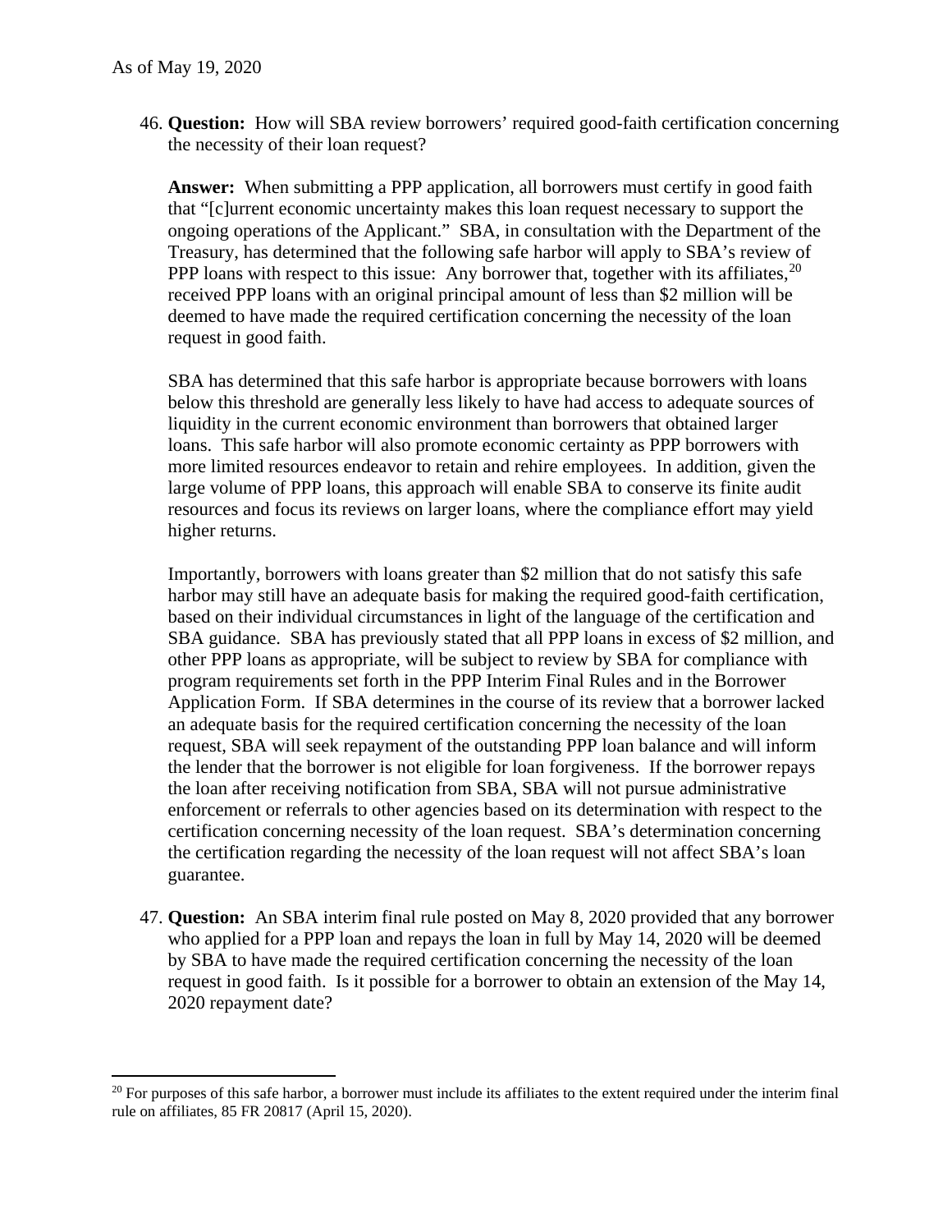46. **Question:** How will SBA review borrowers' required good-faith certification concerning the necessity of their loan request?

    **Answer:** When submitting a PPP application, all borrowers must certify in good faith that "[c]urrent economic uncertainty makes this loan request necessary to support the ongoing operations of the Applicant." SBA, in consultation with the Department of the Treasury, has determined that the following safe harbor will apply to SBA's review of PPP loans with respect to this issue: Any borrower that, together with its affiliates,[20] received PPP loans with an original principal amount of less than $2 million will be deemed to have made the required certification concerning the necessity of the loan request in good faith.

    SBA has determined that this safe harbor is appropriate because borrowers with loans below this threshold are generally less likely to have had access to adequate sources of liquidity in the current economic environment than borrowers that obtained larger loans. This safe harbor will also promote economic certainty as PPP borrowers with more limited resources endeavor to retain and rehire employees. In addition, given the large volume of PPP loans, this approach will enable SBA to conserve its finite audit resources and focus its reviews on larger loans, where the compliance effort may yield higher returns.

    Importantly, borrowers with loans greater than $2 million that do not satisfy this safe harbor may still have an adequate basis for making the required good-faith certification, based on their individual circumstances in light of the language of the certification and SBA guidance. SBA has previously stated that all PPP loans in excess of $2 million, and other PPP loans as appropriate, will be subject to review by SBA for compliance with program requirements set forth in the PPP Interim Final Rules and in the Borrower Application Form. If SBA determines in the course of its review that a borrower lacked an adequate basis for the required certification concerning the necessity of the loan request, SBA will seek repayment of the outstanding PPP loan balance and will inform the lender that the borrower is not eligible for loan forgiveness. If the borrower repays the loan after receiving notification from SBA, SBA will not pursue administrative enforcement or referrals to other agencies based on its determination with respect to the certification concerning necessity of the loan request. SBA's determination concerning the certification regarding the necessity of the loan request will not affect SBA's loan guarantee.

47. **Question:** An SBA interim final rule posted on May 8, 2020 provided that any borrower who applied for a PPP loan and repays the loan in full by May 14, 2020 will be deemed by SBA to have made the required certification concerning the necessity of the loan request in good faith. Is it possible for a borrower to obtain an extension of the May 14, 2020 repayment date?

[20] For purposes of this safe harbor, a borrower must include its affiliates to the extent required under the interim final rule on affiliates, 85 FR 20817 (April 15, 2020).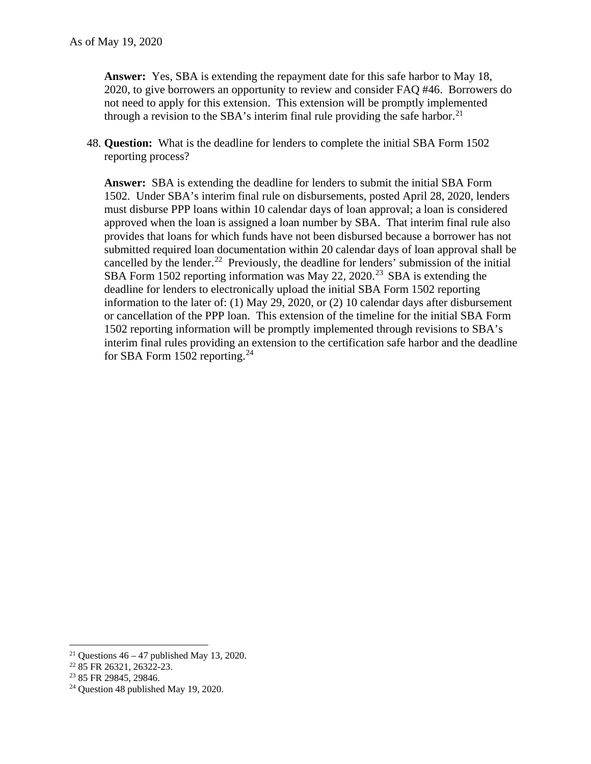**Answer:** Yes, SBA is extending the repayment date for this safe harbor to May 18, 2020, to give borrowers an opportunity to review and consider FAQ #46. Borrowers do not need to apply for this extension. This extension will be promptly implemented through a revision to the SBA's interim final rule providing the safe harbor.[21]

48. **Question:** What is the deadline for lenders to complete the initial SBA Form 1502 reporting process?

    **Answer:** SBA is extending the deadline for lenders to submit the initial SBA Form 1502. Under SBA's interim final rule on disbursements, posted April 28, 2020, lenders must disburse PPP loans within 10 calendar days of loan approval; a loan is considered approved when the loan is assigned a loan number by SBA. That interim final rule also provides that loans for which funds have not been disbursed because a borrower has not submitted required loan documentation within 20 calendar days of loan approval shall be cancelled by the lender.[22] Previously, the deadline for lenders' submission of the initial SBA Form 1502 reporting information was May 22, 2020.[23] SBA is extending the deadline for lenders to electronically upload the initial SBA Form 1502 reporting information to the later of: (1) May 29, 2020, or (2) 10 calendar days after disbursement or cancellation of the PPP loan. This extension of the timeline for the initial SBA Form 1502 reporting information will be promptly implemented through revisions to SBA's interim final rules providing an extension to the certification safe harbor and the deadline for SBA Form 1502 reporting.[24]

---

[21] Questions 46 – 47 published May 13, 2020.

[22] 85 FR 26321, 26322-23.

[23] 85 FR 29845, 29846.

[24] Question 48 published May 19, 2020.